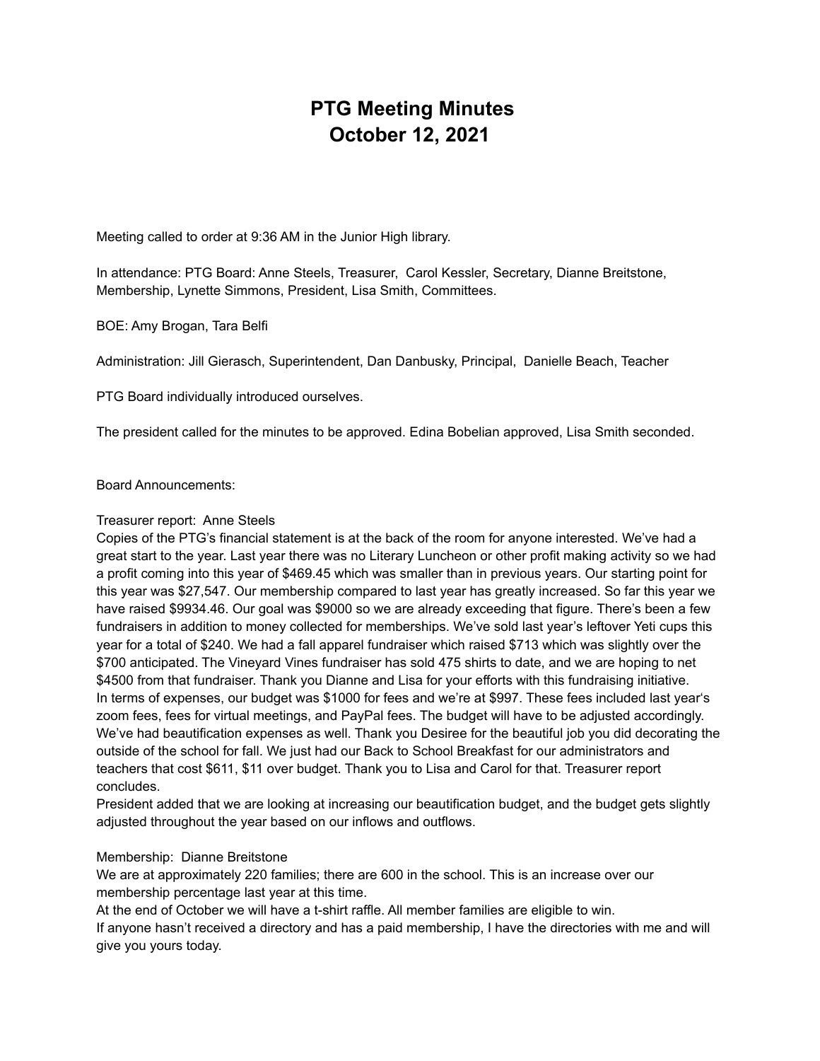# PTG Meeting Minutes
# October 12, 2021

Meeting called to order at 9:36 AM in the Junior High library.

In attendance: PTG Board: Anne Steels, Treasurer, Carol Kessler, Secretary, Dianne Breitstone, Membership, Lynette Simmons, President, Lisa Smith, Committees.

BOE: Amy Brogan, Tara Belfi

Administration: Jill Gierasch, Superintendent, Dan Danbusky, Principal, Danielle Beach, Teacher

PTG Board individually introduced ourselves.

The president called for the minutes to be approved. Edina Bobelian approved, Lisa Smith seconded.

Board Announcements:

Treasurer report: Anne Steels
Copies of the PTG's financial statement is at the back of the room for anyone interested. We've had a great start to the year. Last year there was no Literary Luncheon or other profit making activity so we had a profit coming into this year of $469.45 which was smaller than in previous years. Our starting point for this year was $27,547. Our membership compared to last year has greatly increased. So far this year we have raised $9934.46. Our goal was $9000 so we are already exceeding that figure. There's been a few fundraisers in addition to money collected for memberships. We've sold last year's leftover Yeti cups this year for a total of $240. We had a fall apparel fundraiser which raised $713 which was slightly over the $700 anticipated. The Vineyard Vines fundraiser has sold 475 shirts to date, and we are hoping to net $4500 from that fundraiser. Thank you Dianne and Lisa for your efforts with this fundraising initiative. In terms of expenses, our budget was $1000 for fees and we're at $997. These fees included last year's zoom fees, fees for virtual meetings, and PayPal fees. The budget will have to be adjusted accordingly. We've had beautification expenses as well. Thank you Desiree for the beautiful job you did decorating the outside of the school for fall. We just had our Back to School Breakfast for our administrators and teachers that cost $611, $11 over budget. Thank you to Lisa and Carol for that. Treasurer report concludes.
President added that we are looking at increasing our beautification budget, and the budget gets slightly adjusted throughout the year based on our inflows and outflows.

Membership: Dianne Breitstone
We are at approximately 220 families; there are 600 in the school. This is an increase over our membership percentage last year at this time.
At the end of October we will have a t-shirt raffle. All member families are eligible to win.
If anyone hasn't received a directory and has a paid membership, I have the directories with me and will give you yours today.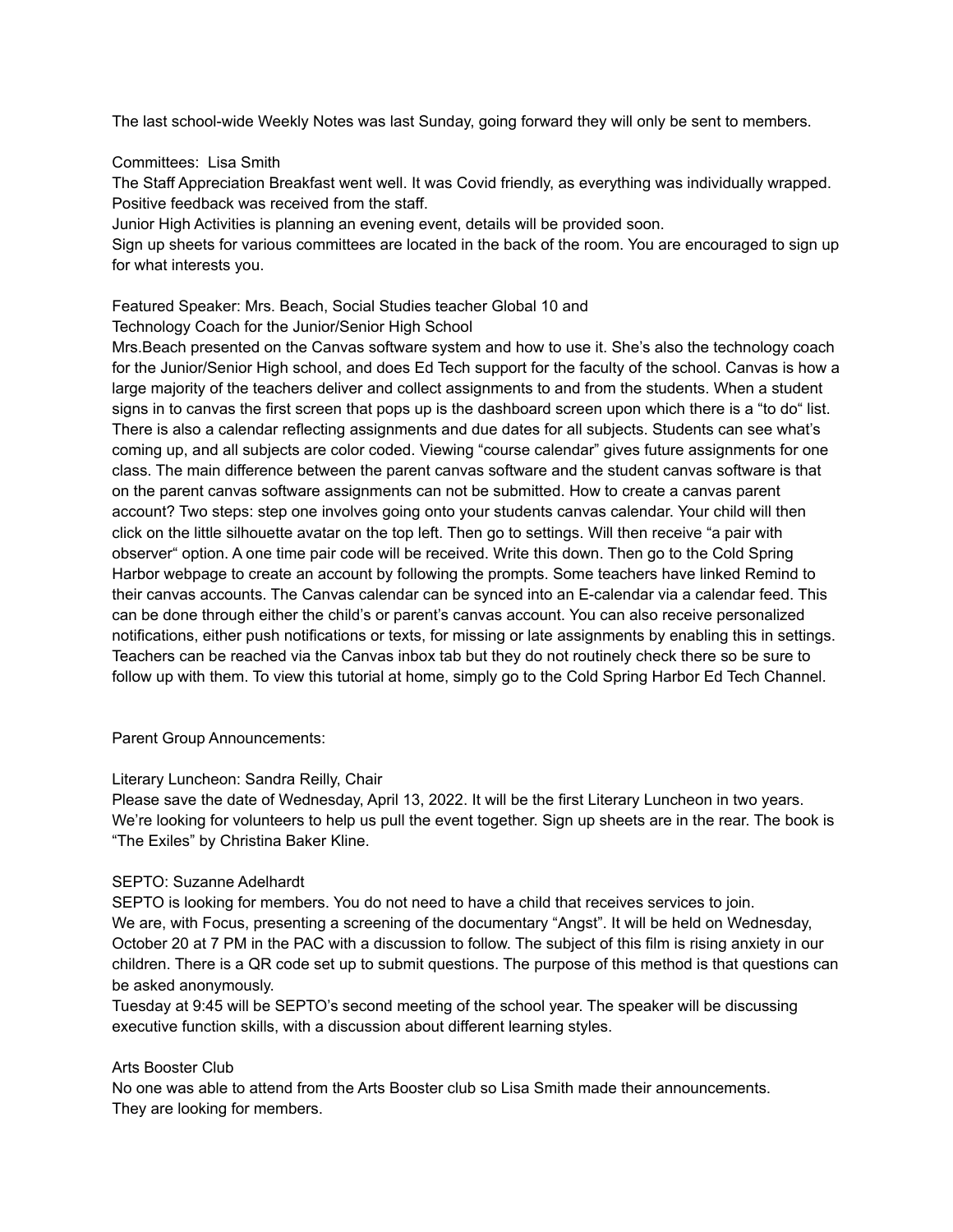The last school-wide Weekly Notes was last Sunday, going forward they will only be sent to members.

Committees: Lisa Smith
The Staff Appreciation Breakfast went well. It was Covid friendly, as everything was individually wrapped. Positive feedback was received from the staff.
Junior High Activities is planning an evening event, details will be provided soon.
Sign up sheets for various committees are located in the back of the room. You are encouraged to sign up for what interests you.

Featured Speaker: Mrs. Beach, Social Studies teacher Global 10 and
Technology Coach for the Junior/Senior High School
Mrs.Beach presented on the Canvas software system and how to use it. She's also the technology coach for the Junior/Senior High school, and does Ed Tech support for the faculty of the school. Canvas is how a large majority of the teachers deliver and collect assignments to and from the students. When a student signs in to canvas the first screen that pops up is the dashboard screen upon which there is a "to do" list. There is also a calendar reflecting assignments and due dates for all subjects. Students can see what's coming up, and all subjects are color coded. Viewing "course calendar" gives future assignments for one class. The main difference between the parent canvas software and the student canvas software is that on the parent canvas software assignments can not be submitted. How to create a canvas parent account? Two steps: step one involves going onto your students canvas calendar. Your child will then click on the little silhouette avatar on the top left. Then go to settings. Will then receive "a pair with observer" option. A one time pair code will be received. Write this down. Then go to the Cold Spring Harbor webpage to create an account by following the prompts. Some teachers have linked Remind to their canvas accounts. The Canvas calendar can be synced into an E-calendar via a calendar feed. This can be done through either the child's or parent's canvas account. You can also receive personalized notifications, either push notifications or texts, for missing or late assignments by enabling this in settings. Teachers can be reached via the Canvas inbox tab but they do not routinely check there so be sure to follow up with them. To view this tutorial at home, simply go to the Cold Spring Harbor Ed Tech Channel.

Parent Group Announcements:

Literary Luncheon: Sandra Reilly, Chair
Please save the date of Wednesday, April 13, 2022. It will be the first Literary Luncheon in two years. We're looking for volunteers to help us pull the event together. Sign up sheets are in the rear. The book is "The Exiles" by Christina Baker Kline.

SEPTO: Suzanne Adelhardt
SEPTO is looking for members. You do not need to have a child that receives services to join.
We are, with Focus, presenting a screening of the documentary "Angst". It will be held on Wednesday, October 20 at 7 PM in the PAC with a discussion to follow. The subject of this film is rising anxiety in our children. There is a QR code set up to submit questions. The purpose of this method is that questions can be asked anonymously.
Tuesday at 9:45 will be SEPTO's second meeting of the school year. The speaker will be discussing executive function skills, with a discussion about different learning styles.

Arts Booster Club
No one was able to attend from the Arts Booster club so Lisa Smith made their announcements.
They are looking for members.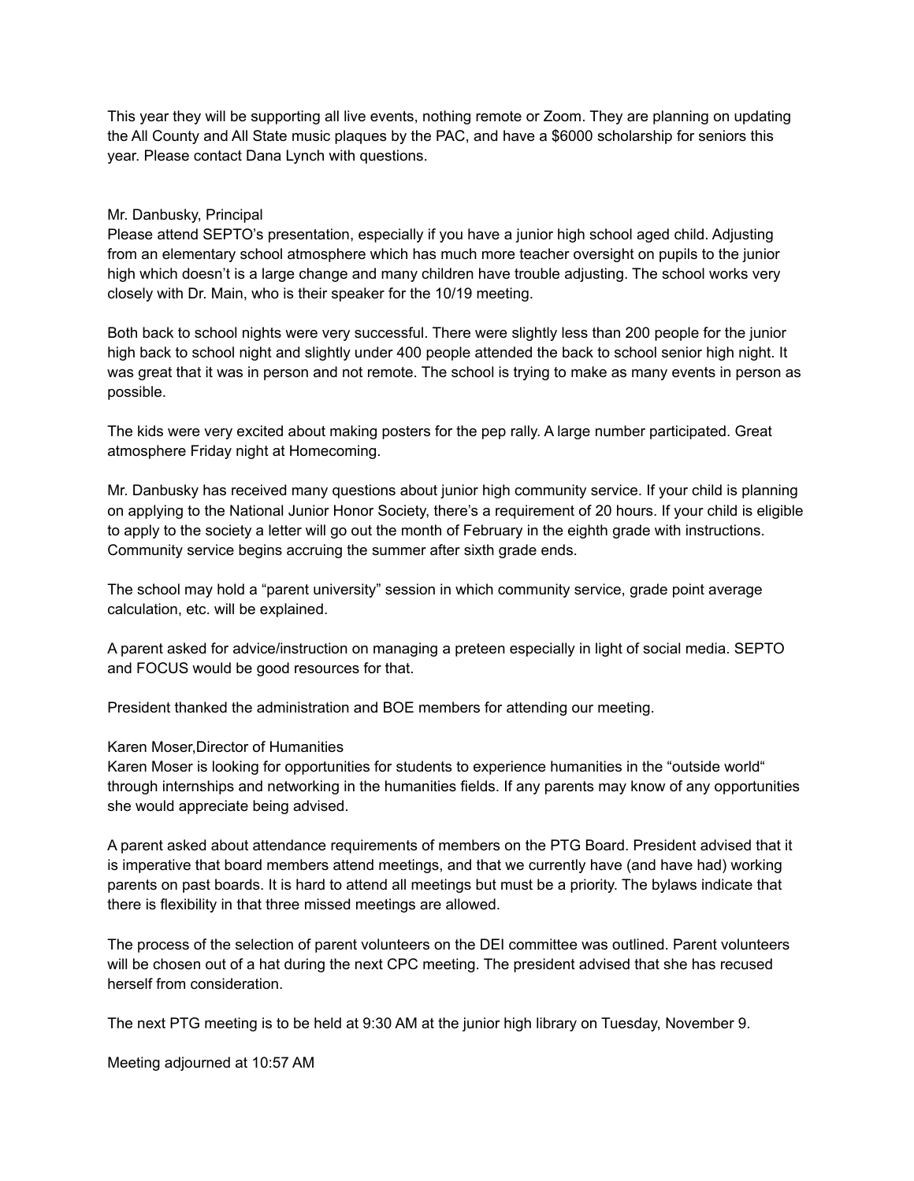This year they will be supporting all live events, nothing remote or Zoom. They are planning on updating the All County and All State music plaques by the PAC, and have a $6000 scholarship for seniors this year. Please contact Dana Lynch with questions.

Mr. Danbusky, Principal

Please attend SEPTO's presentation, especially if you have a junior high school aged child. Adjusting from an elementary school atmosphere which has much more teacher oversight on pupils to the junior high which doesn't is a large change and many children have trouble adjusting. The school works very closely with Dr. Main, who is their speaker for the 10/19 meeting.

Both back to school nights were very successful. There were slightly less than 200 people for the junior high back to school night and slightly under 400 people attended the back to school senior high night. It was great that it was in person and not remote. The school is trying to make as many events in person as possible.

The kids were very excited about making posters for the pep rally. A large number participated. Great atmosphere Friday night at Homecoming.

Mr. Danbusky has received many questions about junior high community service. If your child is planning on applying to the National Junior Honor Society, there's a requirement of 20 hours. If your child is eligible to apply to the society a letter will go out the month of February in the eighth grade with instructions. Community service begins accruing the summer after sixth grade ends.

The school may hold a "parent university" session in which community service, grade point average calculation, etc. will be explained.

A parent asked for advice/instruction on managing a preteen especially in light of social media. SEPTO and FOCUS would be good resources for that.

President thanked the administration and BOE members for attending our meeting.

Karen Moser,Director of Humanities

Karen Moser is looking for opportunities for students to experience humanities in the "outside world" through internships and networking in the humanities fields. If any parents may know of any opportunities she would appreciate being advised.

A parent asked about attendance requirements of members on the PTG Board. President advised that it is imperative that board members attend meetings, and that we currently have (and have had) working parents on past boards. It is hard to attend all meetings but must be a priority. The bylaws indicate that there is flexibility in that three missed meetings are allowed.

The process of the selection of parent volunteers on the DEI committee was outlined. Parent volunteers will be chosen out of a hat during the next CPC meeting. The president advised that she has recused herself from consideration.

The next PTG meeting is to be held at 9:30 AM at the junior high library on Tuesday, November 9.

Meeting adjourned at 10:57 AM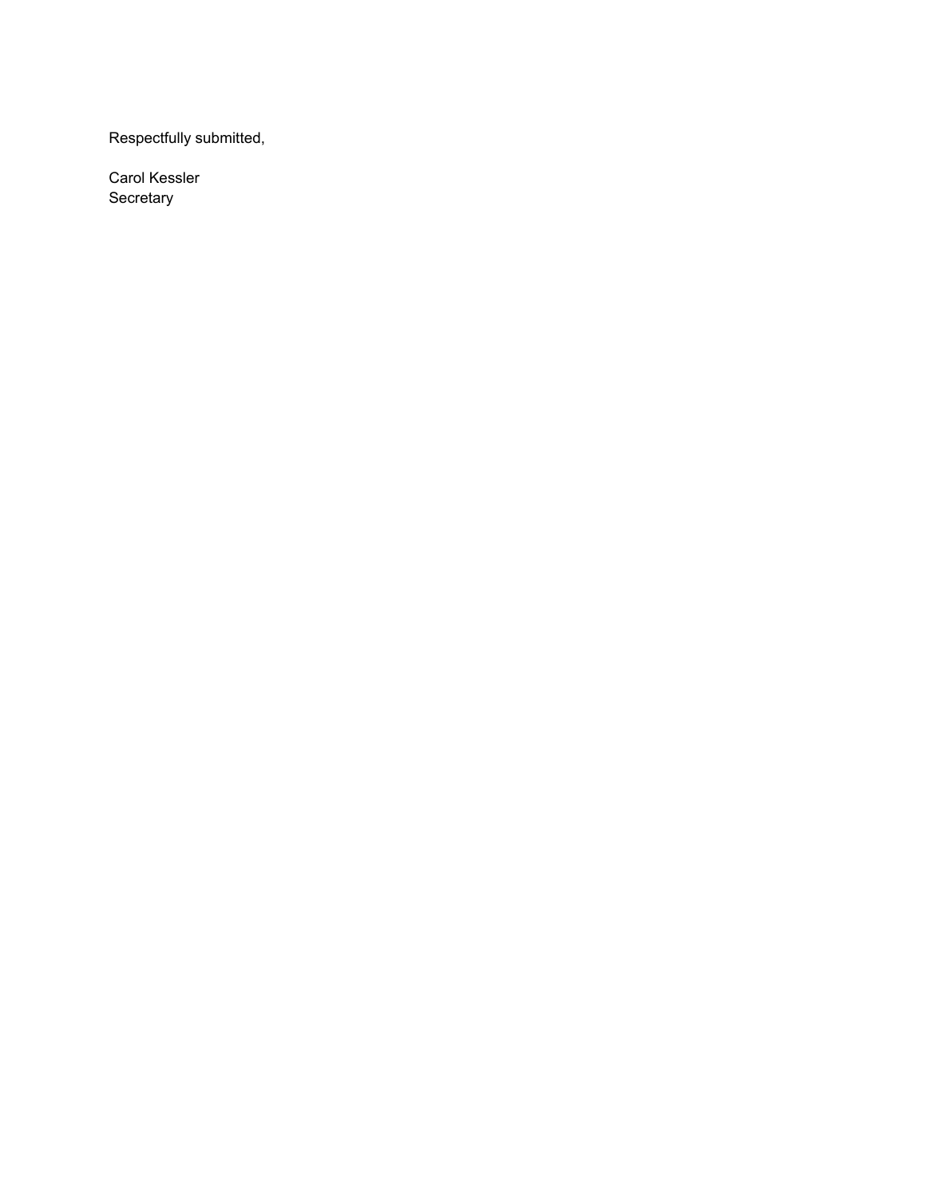Respectfully submitted,

Carol Kessler
Secretary